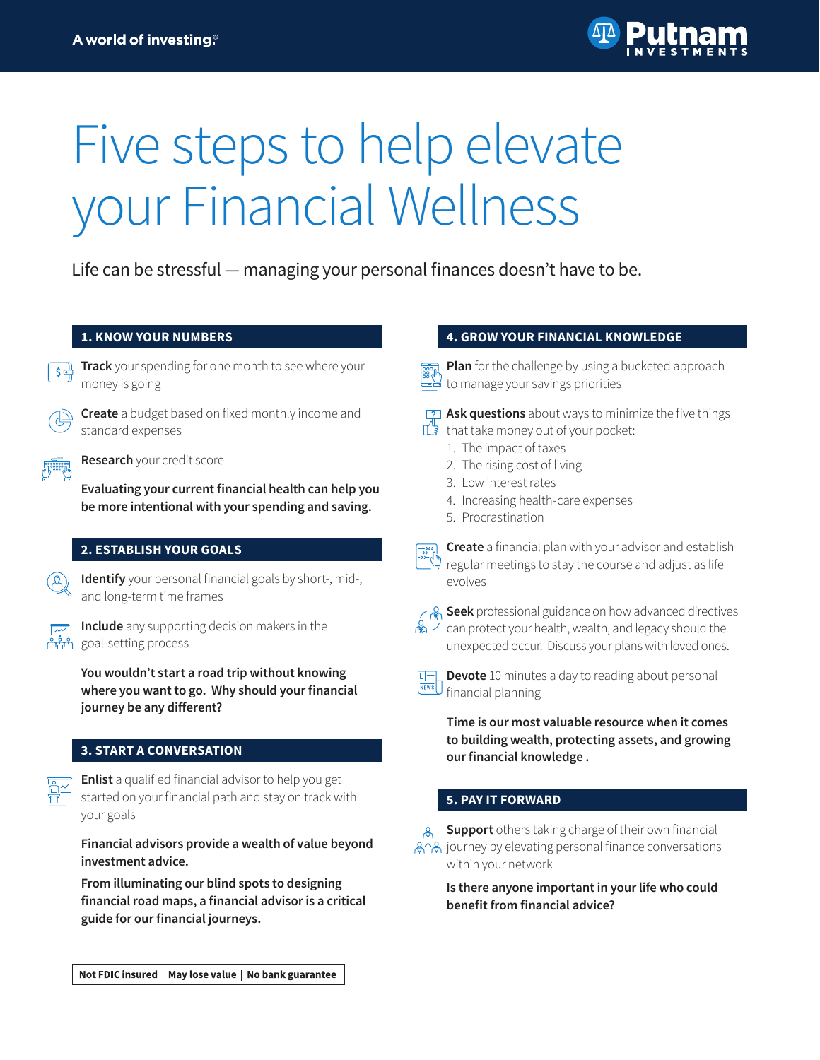A world of investing.®

Putnam INVESTMENTS

# Five steps to help elevate your Financial Wellness

Life can be stressful — managing your personal finances doesn't have to be.

## 1. KNOW YOUR NUMBERS

**Track** your spending for one month to see where your money is going

**Create** a budget based on fixed monthly income and standard expenses

**Research** your credit score

**Evaluating your current financial health can help you be more intentional with your spending and saving.**

## 2. ESTABLISH YOUR GOALS

**Identify** your personal financial goals by short-, mid-, and long-term time frames

**Include** any supporting decision makers in the goal-setting process

**You wouldn't start a road trip without knowing where you want to go. Why should your financial journey be any different?**

## 3. START A CONVERSATION

**Enlist** a qualified financial advisor to help you get started on your financial path and stay on track with your goals

**Financial advisors provide a wealth of value beyond investment advice.**

**From illuminating our blind spots to designing financial road maps, a financial advisor is a critical guide for our financial journeys.**

## 4. GROW YOUR FINANCIAL KNOWLEDGE

**Plan** for the challenge by using a bucketed approach to manage your savings priorities

**Ask questions** about ways to minimize the five things that take money out of your pocket:

1. The impact of taxes
2. The rising cost of living
3. Low interest rates
4. Increasing health-care expenses
5. Procrastination

**Create** a financial plan with your advisor and establish regular meetings to stay the course and adjust as life evolves

**Seek** professional guidance on how advanced directives can protect your health, wealth, and legacy should the unexpected occur. Discuss your plans with loved ones.

**Devote** 10 minutes a day to reading about personal financial planning

**Time is our most valuable resource when it comes to building wealth, protecting assets, and growing our financial knowledge .**

## 5. PAY IT FORWARD

**Support** others taking charge of their own financial journey by elevating personal finance conversations within your network

**Is there anyone important in your life who could benefit from financial advice?**

**Not FDIC insured | May lose value | No bank guarantee**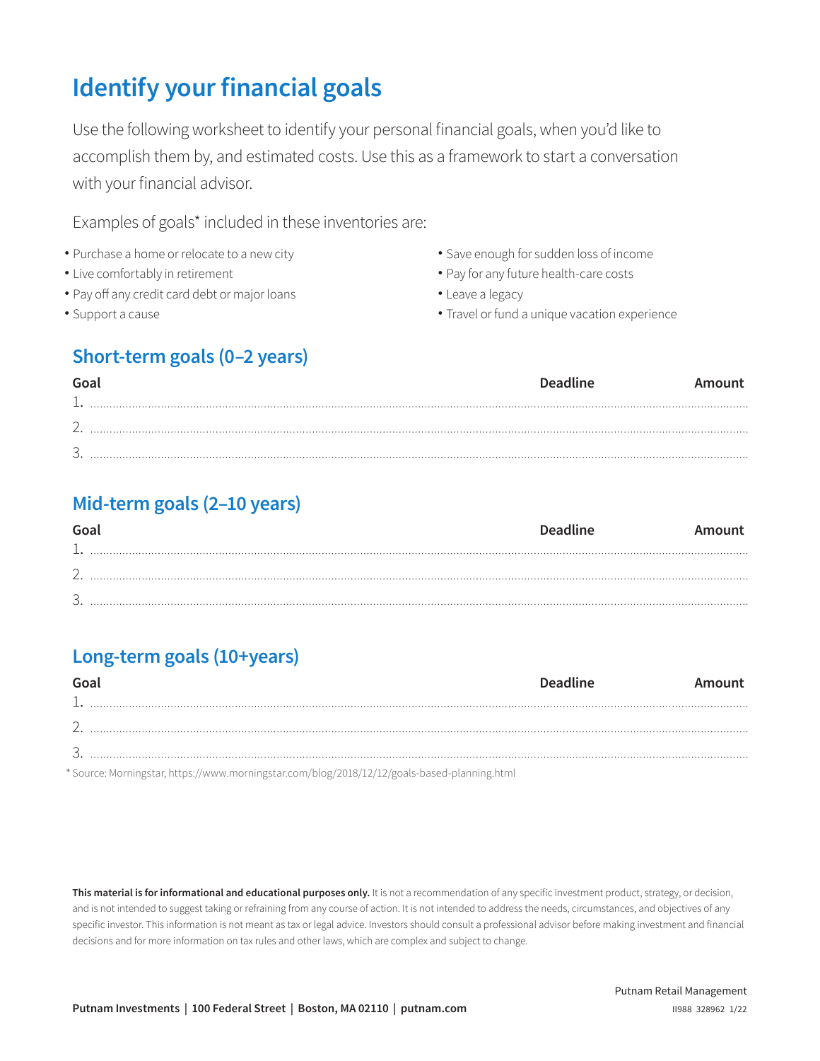# Identify your financial goals

Use the following worksheet to identify your personal financial goals, when you'd like to accomplish them by, and estimated costs. Use this as a framework to start a conversation with your financial advisor.

Examples of goals* included in these inventories are:

- Purchase a home or relocate to a new city
- Live comfortably in retirement
- Pay off any credit card debt or major loans
- Support a cause
- Save enough for sudden loss of income
- Pay for any future health-care costs
- Leave a legacy
- Travel or fund a unique vacation experience

## Short-term goals (0–2 years)

| Goal | Deadline | Amount |
|---|---|---|
| 1. | | |
| 2. | | |
| 3. | | |

## Mid-term goals (2–10 years)

| Goal | Deadline | Amount |
|---|---|---|
| 1. | | |
| 2. | | |
| 3. | | |

## Long-term goals (10+years)

| Goal | Deadline | Amount |
|---|---|---|
| 1. | | |
| 2. | | |
| 3. | | |

* Source: Morningstar, https://www.morningstar.com/blog/2018/12/12/goals-based-planning.html

**This material is for informational and educational purposes only.** It is not a recommendation of any specific investment product, strategy, or decision, and is not intended to suggest taking or refraining from any course of action. It is not intended to address the needs, circumstances, and objectives of any specific investor. This information is not meant as tax or legal advice. Investors should consult a professional advisor before making investment and financial decisions and for more information on tax rules and other laws, which are complex and subject to change.

Putnam Retail Management

**Putnam Investments | 100 Federal Street | Boston, MA 02110 | putnam.com**

II988 328962 1/22